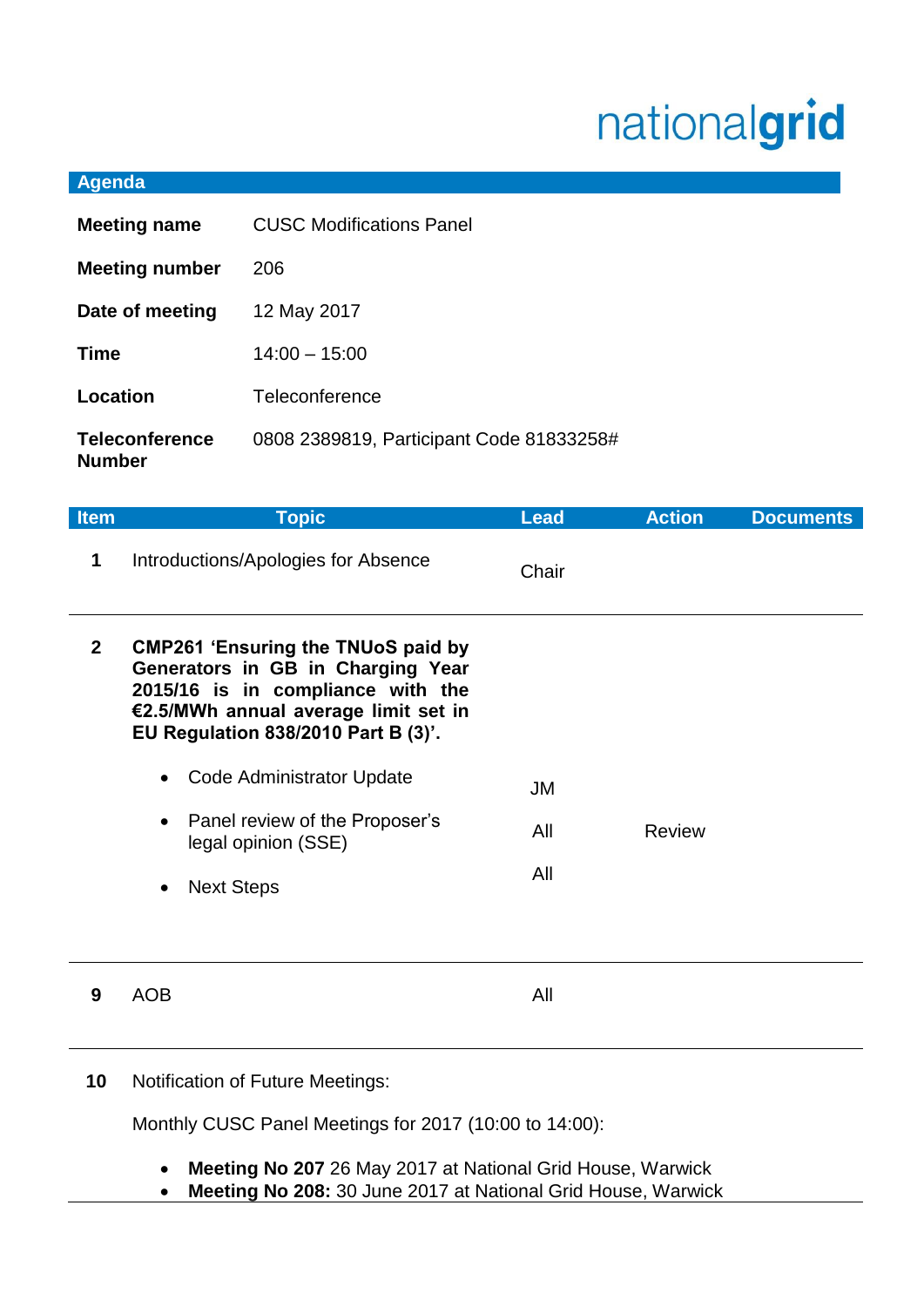nationalgrid

## Agenda

| | |
|---|---|
| **Meeting name** | CUSC Modifications Panel |
| **Meeting number** | 206 |
| **Date of meeting** | 12 May 2017 |
| **Time** | 14:00 – 15:00 |
| **Location** | Teleconference |
| **Teleconference Number** | 0808 2389819, Participant Code 81833258# |

| Item | Topic | Lead | Action | Documents |
|---|---|---|---|---|
| 1 | Introductions/Apologies for Absence | Chair | | |
| 2 | **CMP261 'Ensuring the TNUoS paid by Generators in GB in Charging Year 2015/16 is in compliance with the €2.5/MWh annual average limit set in EU Regulation 838/2010 Part B (3)'.** | | | |
| | • Code Administrator Update | JM | | |
| | • Panel review of the Proposer's legal opinion (SSE) | All | Review | |
| | • Next Steps | All | | |
| 9 | AOB | All | | |
| 10 | Notification of Future Meetings: | | | |

Monthly CUSC Panel Meetings for 2017 (10:00 to 14:00):

- **Meeting No 207** 26 May 2017 at National Grid House, Warwick
- **Meeting No 208:** 30 June 2017 at National Grid House, Warwick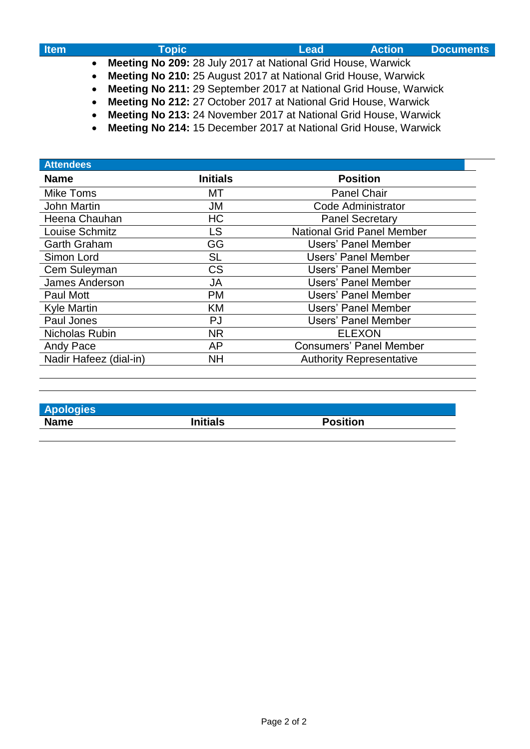| Item | Topic | Lead | Action | Documents |
|---|---|---|---|---|

- **Meeting No 209:** 28 July 2017 at National Grid House, Warwick
- **Meeting No 210:** 25 August 2017 at National Grid House, Warwick
- **Meeting No 211:** 29 September 2017 at National Grid House, Warwick
- **Meeting No 212:** 27 October 2017 at National Grid House, Warwick
- **Meeting No 213:** 24 November 2017 at National Grid House, Warwick
- **Meeting No 214:** 15 December 2017 at National Grid House, Warwick

## Attendees

| Name | Initials | Position |
|---|---|---|
| Mike Toms | MT | Panel Chair |
| John Martin | JM | Code Administrator |
| Heena Chauhan | HC | Panel Secretary |
| Louise Schmitz | LS | National Grid Panel Member |
| Garth Graham | GG | Users' Panel Member |
| Simon Lord | SL | Users' Panel Member |
| Cem Suleyman | CS | Users' Panel Member |
| James Anderson | JA | Users' Panel Member |
| Paul Mott | PM | Users' Panel Member |
| Kyle Martin | KM | Users' Panel Member |
| Paul Jones | PJ | Users' Panel Member |
| Nicholas Rubin | NR | ELEXON |
| Andy Pace | AP | Consumers' Panel Member |
| Nadir Hafeez (dial-in) | NH | Authority Representative |

## Apologies

| Name | Initials | Position |
|---|---|---|